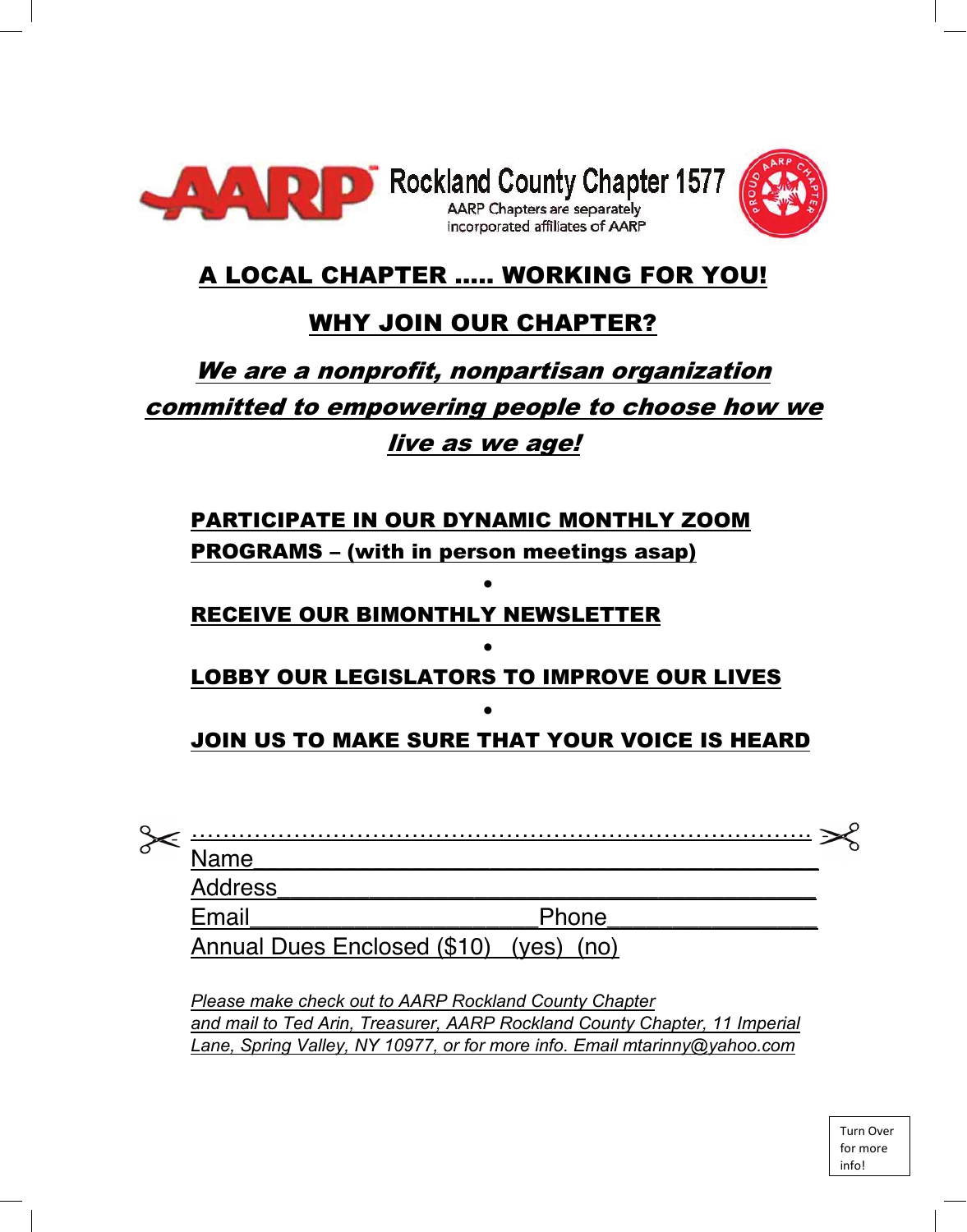AARP Rockland County Chapter 1577

AARP Chapters are separately incorporated affiliates of AARP

# A LOCAL CHAPTER ..... WORKING FOR YOU!

## WHY JOIN OUR CHAPTER?

***We are a nonprofit, nonpartisan organization committed to empowering people to choose how we live as we age!***

**PARTICIPATE IN OUR DYNAMIC MONTHLY ZOOM PROGRAMS – (with in person meetings asap)**

•

**RECEIVE OUR BIMONTHLY NEWSLETTER**

•

**LOBBY OUR LEGISLATORS TO IMPROVE OUR LIVES**

•

**JOIN US TO MAKE SURE THAT YOUR VOICE IS HEARD**

✂ ............................................................................ ✂

Name___________________________________________

Address_________________________________________

Email______________________Phone_______________

Annual Dues Enclosed ($10) (yes) (no)

*Please make check out to AARP Rockland County Chapter and mail to Ted Arin, Treasurer, AARP Rockland County Chapter, 11 Imperial Lane, Spring Valley, NY 10977, or for more info. Email mtarinny@yahoo.com*

Turn Over for more info!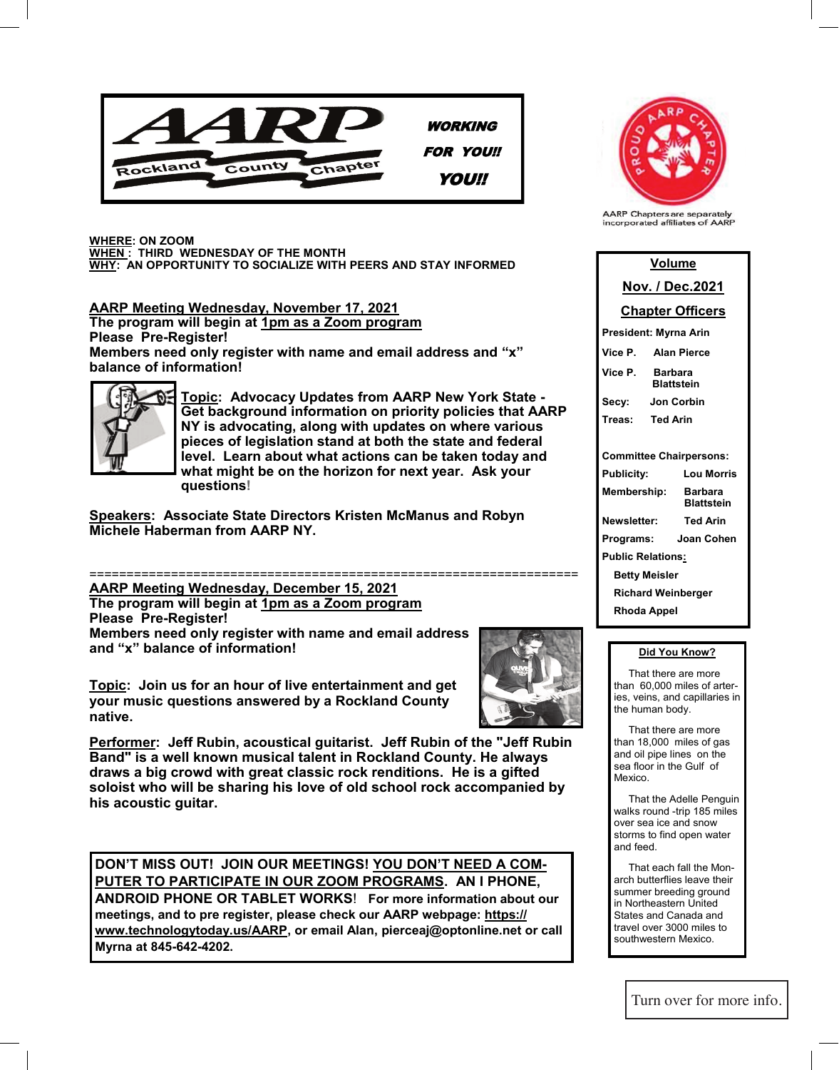# AARP Rockland County Chapter

***WORKING FOR YOU!! YOU!!***

AARP Chapters are separately incorporated affiliates of AARP

**WHERE: ON ZOOM**
**WHEN : THIRD WEDNESDAY OF THE MONTH**
**WHY: AN OPPORTUNITY TO SOCIALIZE WITH PEERS AND STAY INFORMED**

## AARP Meeting Wednesday, November 17, 2021

**The program will begin at 1pm as a Zoom program**
**Please Pre-Register!**
**Members need only register with name and email address and "x" balance of information!**

**Topic: Advocacy Updates from AARP New York State - Get background information on priority policies that AARP NY is advocating, along with updates on where various pieces of legislation stand at both the state and federal level. Learn about what actions can be taken today and what might be on the horizon for next year. Ask your questions!**

**Speakers: Associate State Directors Kristen McManus and Robyn Michele Haberman from AARP NY.**

================================================================

## AARP Meeting Wednesday, December 15, 2021

**The program will begin at 1pm as a Zoom program**
**Please Pre-Register!**
**Members need only register with name and email address and "x" balance of information!**

**Topic: Join us for an hour of live entertainment and get your music questions answered by a Rockland County native.**

**Performer: Jeff Rubin, acoustical guitarist. Jeff Rubin of the "Jeff Rubin Band" is a well known musical talent in Rockland County. He always draws a big crowd with great classic rock renditions. He is a gifted soloist who will be sharing his love of old school rock accompanied by his acoustic guitar.**

**DON'T MISS OUT! JOIN OUR MEETINGS! YOU DON'T NEED A COMPUTER TO PARTICIPATE IN OUR ZOOM PROGRAMS. AN I PHONE, ANDROID PHONE OR TABLET WORKS! For more information about our meetings, and to pre register, please check our AARP webpage: https://www.technologytoday.us/AARP, or email Alan, pierceaj@optonline.net or call Myrna at 845-642-4202.**

### Volume
### Nov. / Dec.2021

### Chapter Officers

**President:** Myrna Arin
**Vice P.** Alan Pierce
**Vice P.** Barbara Blattstein
**Secy:** Jon Corbin
**Treas:** Ted Arin

**Committee Chairpersons:**
**Publicity:** Lou Morris
**Membership:** Barbara Blattstein
**Newsletter:** Ted Arin
**Programs:** Joan Cohen
**Public Relations:**
Betty Meisler
Richard Weinberger
Rhoda Appel

### Did You Know?

That there are more than 60,000 miles of arteries, veins, and capillaries in the human body.

That there are more than 18,000 miles of gas and oil pipe lines on the sea floor in the Gulf of Mexico.

That the Adelle Penguin walks round -trip 185 miles over sea ice and snow storms to find open water and feed.

That each fall the Monarch butterflies leave their summer breeding ground in Northeastern United States and Canada and travel over 3000 miles to southwestern Mexico.

Turn over for more info.